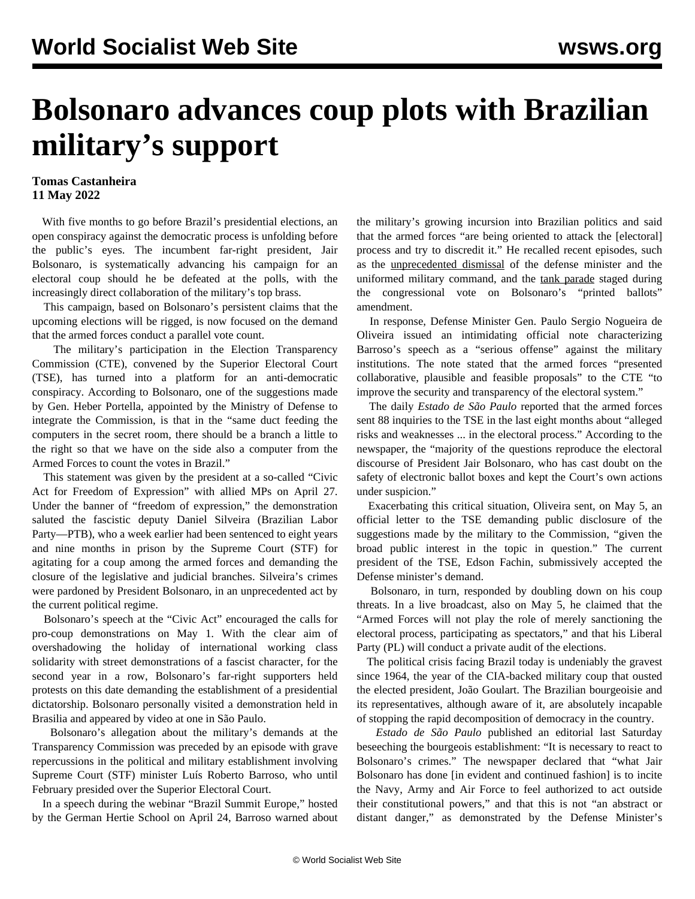# Bolsonaro advances coup plots with Brazilian military's support

**Tomas Castanheira**
**11 May 2022**

With five months to go before Brazil's presidential elections, an open conspiracy against the democratic process is unfolding before the public's eyes. The incumbent far-right president, Jair Bolsonaro, is systematically advancing his campaign for an electoral coup should he be defeated at the polls, with the increasingly direct collaboration of the military's top brass.

This campaign, based on Bolsonaro's persistent claims that the upcoming elections will be rigged, is now focused on the demand that the armed forces conduct a parallel vote count.

The military's participation in the Election Transparency Commission (CTE), convened by the Superior Electoral Court (TSE), has turned into a platform for an anti-democratic conspiracy. According to Bolsonaro, one of the suggestions made by Gen. Heber Portella, appointed by the Ministry of Defense to integrate the Commission, is that in the "same duct feeding the computers in the secret room, there should be a branch a little to the right so that we have on the side also a computer from the Armed Forces to count the votes in Brazil."

This statement was given by the president at a so-called "Civic Act for Freedom of Expression" with allied MPs on April 27. Under the banner of "freedom of expression," the demonstration saluted the fascistic deputy Daniel Silveira (Brazilian Labor Party—PTB), who a week earlier had been sentenced to eight years and nine months in prison by the Supreme Court (STF) for agitating for a coup among the armed forces and demanding the closure of the legislative and judicial branches. Silveira's crimes were pardoned by President Bolsonaro, in an unprecedented act by the current political regime.

Bolsonaro's speech at the "Civic Act" encouraged the calls for pro-coup demonstrations on May 1. With the clear aim of overshadowing the holiday of international working class solidarity with street demonstrations of a fascist character, for the second year in a row, Bolsonaro's far-right supporters held protests on this date demanding the establishment of a presidential dictatorship. Bolsonaro personally visited a demonstration held in Brasilia and appeared by video at one in São Paulo.

Bolsonaro's allegation about the military's demands at the Transparency Commission was preceded by an episode with grave repercussions in the political and military establishment involving Supreme Court (STF) minister Luís Roberto Barroso, who until February presided over the Superior Electoral Court.

In a speech during the webinar "Brazil Summit Europe," hosted by the German Hertie School on April 24, Barroso warned about the military's growing incursion into Brazilian politics and said that the armed forces "are being oriented to attack the [electoral] process and try to discredit it." He recalled recent episodes, such as the unprecedented dismissal of the defense minister and the uniformed military command, and the tank parade staged during the congressional vote on Bolsonaro's "printed ballots" amendment.

In response, Defense Minister Gen. Paulo Sergio Nogueira de Oliveira issued an intimidating official note characterizing Barroso's speech as a "serious offense" against the military institutions. The note stated that the armed forces "presented collaborative, plausible and feasible proposals" to the CTE "to improve the security and transparency of the electoral system."

The daily *Estado de São Paulo* reported that the armed forces sent 88 inquiries to the TSE in the last eight months about "alleged risks and weaknesses ... in the electoral process." According to the newspaper, the "majority of the questions reproduce the electoral discourse of President Jair Bolsonaro, who has cast doubt on the safety of electronic ballot boxes and kept the Court's own actions under suspicion."

Exacerbating this critical situation, Oliveira sent, on May 5, an official letter to the TSE demanding public disclosure of the suggestions made by the military to the Commission, "given the broad public interest in the topic in question." The current president of the TSE, Edson Fachin, submissively accepted the Defense minister's demand.

Bolsonaro, in turn, responded by doubling down on his coup threats. In a live broadcast, also on May 5, he claimed that the "Armed Forces will not play the role of merely sanctioning the electoral process, participating as spectators," and that his Liberal Party (PL) will conduct a private audit of the elections.

The political crisis facing Brazil today is undeniably the gravest since 1964, the year of the CIA-backed military coup that ousted the elected president, João Goulart. The Brazilian bourgeoisie and its representatives, although aware of it, are absolutely incapable of stopping the rapid decomposition of democracy in the country.

*Estado de São Paulo* published an editorial last Saturday beseeching the bourgeois establishment: "It is necessary to react to Bolsonaro's crimes." The newspaper declared that "what Jair Bolsonaro has done [in evident and continued fashion] is to incite the Navy, Army and Air Force to feel authorized to act outside their constitutional powers," and that this is not "an abstract or distant danger," as demonstrated by the Defense Minister's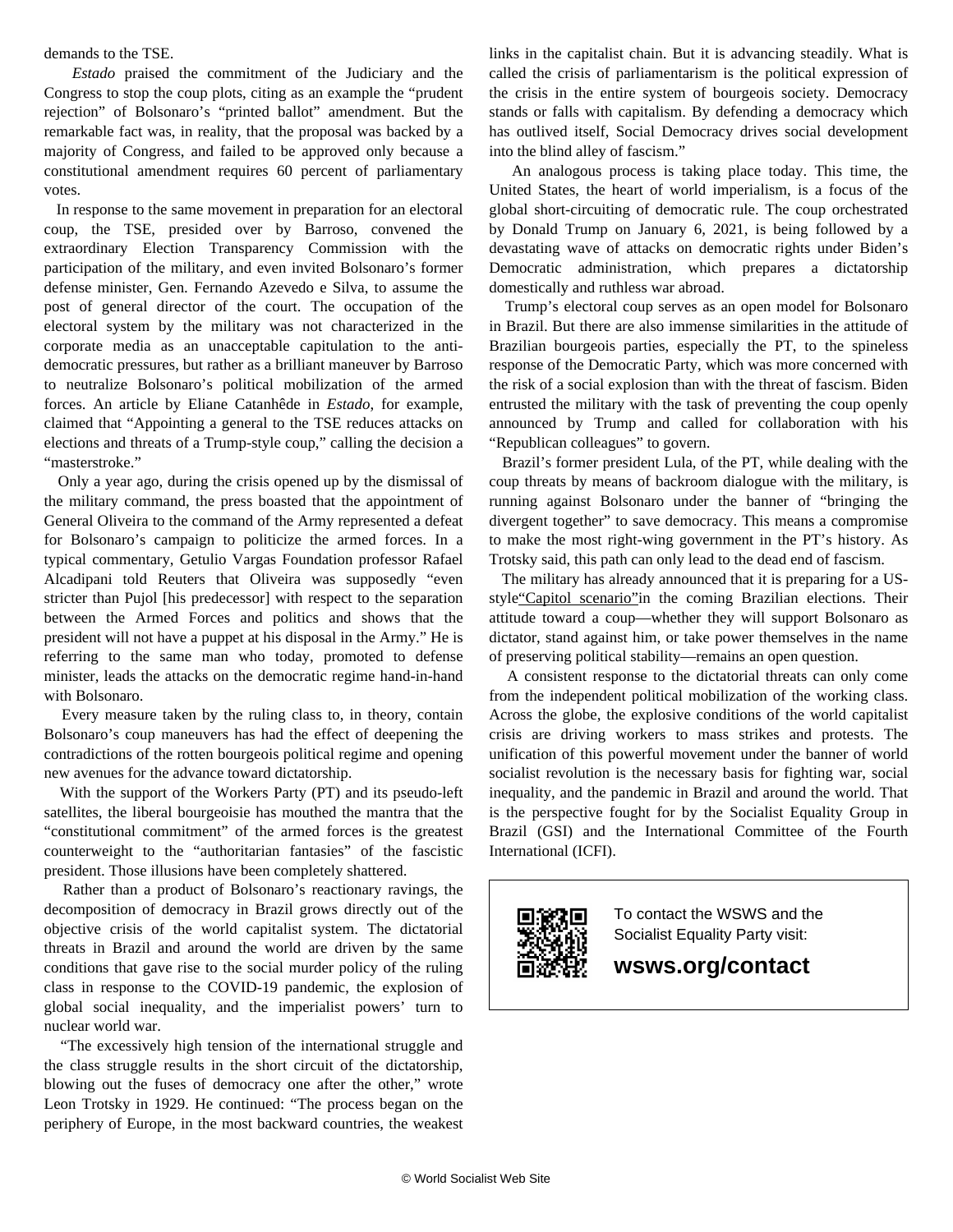demands to the TSE.

*Estado* praised the commitment of the Judiciary and the Congress to stop the coup plots, citing as an example the "prudent rejection" of Bolsonaro's "printed ballot" amendment. But the remarkable fact was, in reality, that the proposal was backed by a majority of Congress, and failed to be approved only because a constitutional amendment requires 60 percent of parliamentary votes.

In response to the same movement in preparation for an electoral coup, the TSE, presided over by Barroso, convened the extraordinary Election Transparency Commission with the participation of the military, and even invited Bolsonaro's former defense minister, Gen. Fernando Azevedo e Silva, to assume the post of general director of the court. The occupation of the electoral system by the military was not characterized in the corporate media as an unacceptable capitulation to the anti-democratic pressures, but rather as a brilliant maneuver by Barroso to neutralize Bolsonaro's political mobilization of the armed forces. An article by Eliane Catanhêde in *Estado*, for example, claimed that "Appointing a general to the TSE reduces attacks on elections and threats of a Trump-style coup," calling the decision a "masterstroke."

Only a year ago, during the crisis opened up by the dismissal of the military command, the press boasted that the appointment of General Oliveira to the command of the Army represented a defeat for Bolsonaro's campaign to politicize the armed forces. In a typical commentary, Getulio Vargas Foundation professor Rafael Alcadipani told Reuters that Oliveira was supposedly "even stricter than Pujol [his predecessor] with respect to the separation between the Armed Forces and politics and shows that the president will not have a puppet at his disposal in the Army." He is referring to the same man who today, promoted to defense minister, leads the attacks on the democratic regime hand-in-hand with Bolsonaro.

Every measure taken by the ruling class to, in theory, contain Bolsonaro's coup maneuvers has had the effect of deepening the contradictions of the rotten bourgeois political regime and opening new avenues for the advance toward dictatorship.

With the support of the Workers Party (PT) and its pseudo-left satellites, the liberal bourgeoisie has mouthed the mantra that the "constitutional commitment" of the armed forces is the greatest counterweight to the "authoritarian fantasies" of the fascistic president. Those illusions have been completely shattered.

Rather than a product of Bolsonaro's reactionary ravings, the decomposition of democracy in Brazil grows directly out of the objective crisis of the world capitalist system. The dictatorial threats in Brazil and around the world are driven by the same conditions that gave rise to the social murder policy of the ruling class in response to the COVID-19 pandemic, the explosion of global social inequality, and the imperialist powers' turn to nuclear world war.

"The excessively high tension of the international struggle and the class struggle results in the short circuit of the dictatorship, blowing out the fuses of democracy one after the other," wrote Leon Trotsky in 1929. He continued: "The process began on the periphery of Europe, in the most backward countries, the weakest links in the capitalist chain. But it is advancing steadily. What is called the crisis of parliamentarism is the political expression of the crisis in the entire system of bourgeois society. Democracy stands or falls with capitalism. By defending a democracy which has outlived itself, Social Democracy drives social development into the blind alley of fascism."

An analogous process is taking place today. This time, the United States, the heart of world imperialism, is a focus of the global short-circuiting of democratic rule. The coup orchestrated by Donald Trump on January 6, 2021, is being followed by a devastating wave of attacks on democratic rights under Biden's Democratic administration, which prepares a dictatorship domestically and ruthless war abroad.

Trump's electoral coup serves as an open model for Bolsonaro in Brazil. But there are also immense similarities in the attitude of Brazilian bourgeois parties, especially the PT, to the spineless response of the Democratic Party, which was more concerned with the risk of a social explosion than with the threat of fascism. Biden entrusted the military with the task of preventing the coup openly announced by Trump and called for collaboration with his "Republican colleagues" to govern.

Brazil's former president Lula, of the PT, while dealing with the coup threats by means of backroom dialogue with the military, is running against Bolsonaro under the banner of "bringing the divergent together" to save democracy. This means a compromise to make the most right-wing government in the PT's history. As Trotsky said, this path can only lead to the dead end of fascism.

The military has already announced that it is preparing for a US-style "Capitol scenario" in the coming Brazilian elections. Their attitude toward a coup—whether they will support Bolsonaro as dictator, stand against him, or take power themselves in the name of preserving political stability—remains an open question.

A consistent response to the dictatorial threats can only come from the independent political mobilization of the working class. Across the globe, the explosive conditions of the world capitalist crisis are driving workers to mass strikes and protests. The unification of this powerful movement under the banner of world socialist revolution is the necessary basis for fighting war, social inequality, and the pandemic in Brazil and around the world. That is the perspective fought for by the Socialist Equality Group in Brazil (GSI) and the International Committee of the Fourth International (ICFI).

To contact the WSWS and the Socialist Equality Party visit:

**wsws.org/contact**